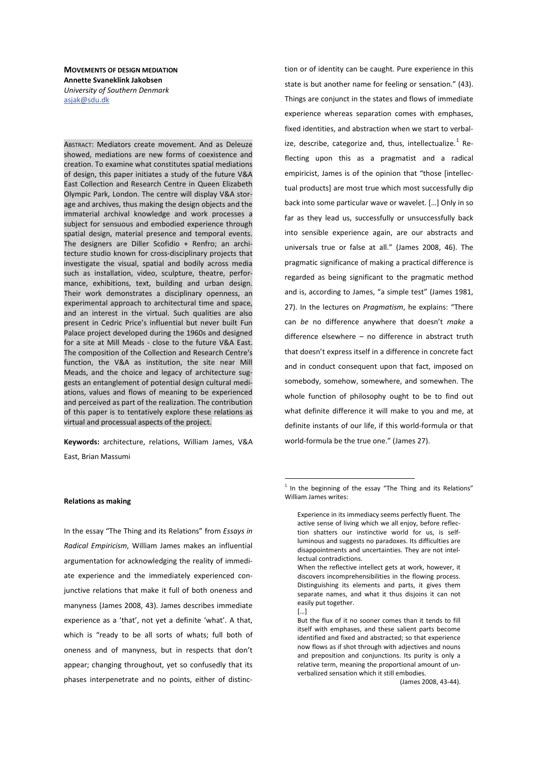**MOVEMENTS OF DESIGN MEDIATION**
**Annette Svaneklink Jakobsen**
*University of Southern Denmark*
asjak@sdu.dk

ABSTRACT: Mediators create movement. And as Deleuze showed, mediations are new forms of coexistence and creation. To examine what constitutes spatial mediations of design, this paper initiates a study of the future V&A East Collection and Research Centre in Queen Elizabeth Olympic Park, London. The centre will display V&A storage and archives, thus making the design objects and the immaterial archival knowledge and work processes a subject for sensuous and embodied experience through spatial design, material presence and temporal events. The designers are Diller Scofidio + Renfro; an architecture studio known for cross-disciplinary projects that investigate the visual, spatial and bodily across media such as installation, video, sculpture, theatre, performance, exhibitions, text, building and urban design. Their work demonstrates a disciplinary openness, an experimental approach to architectural time and space, and an interest in the virtual. Such qualities are also present in Cedric Price's influential but never built Fun Palace project developed during the 1960s and designed for a site at Mill Meads - close to the future V&A East. The composition of the Collection and Research Centre's function, the V&A as institution, the site near Mill Meads, and the choice and legacy of architecture suggests an entanglement of potential design cultural mediations, values and flows of meaning to be experienced and perceived as part of the realization. The contribution of this paper is to tentatively explore these relations as virtual and processual aspects of the project.

**Keywords:** architecture, relations, William James, V&A East, Brian Massumi

## Relations as making

In the essay "The Thing and its Relations" from *Essays in Radical Empiricism*, William James makes an influential argumentation for acknowledging the reality of immediate experience and the immediately experienced conjunctive relations that make it full of both oneness and manyness (James 2008, 43). James describes immediate experience as a 'that', not yet a definite 'what'. A that, which is "ready to be all sorts of whats; full both of oneness and of manyness, but in respects that don't appear; changing throughout, yet so confusedly that its phases interpenetrate and no points, either of distinction or of identity can be caught. Pure experience in this state is but another name for feeling or sensation." (43). Things are conjunct in the states and flows of immediate experience whereas separation comes with emphases, fixed identities, and abstraction when we start to verbalize, describe, categorize and, thus, intellectualize.[1] Reflecting upon this as a pragmatist and a radical empiricist, James is of the opinion that "those [intellectual products] are most true which most successfully dip back into some particular wave or wavelet. […] Only in so far as they lead us, successfully or unsuccessfully back into sensible experience again, are our abstracts and universals true or false at all." (James 2008, 46). The pragmatic significance of making a practical difference is regarded as being significant to the pragmatic method and is, according to James, "a simple test" (James 1981, 27). In the lectures on *Pragmatism*, he explains: "There can *be* no difference anywhere that doesn't *make* a difference elsewhere – no difference in abstract truth that doesn't express itself in a difference in concrete fact and in conduct consequent upon that fact, imposed on somebody, somehow, somewhere, and somewhen. The whole function of philosophy ought to be to find out what definite difference it will make to you and me, at definite instants of our life, if this world-formula or that world-formula be the true one." (James 27).

---

[1] In the beginning of the essay "The Thing and its Relations" William James writes:

> Experience in its immediacy seems perfectly fluent. The active sense of living which we all enjoy, before reflection shatters our instinctive world for us, is self-luminous and suggests no paradoxes. Its difficulties are disappointments and uncertainties. They are not intellectual contradictions.
>
> When the reflective intellect gets at work, however, it discovers incomprehensibilities in the flowing process. Distinguishing its elements and parts, it gives them separate names, and what it thus disjoins it can not easily put together.
>
> […]
>
> But the flux of it no sooner comes than it tends to fill itself with emphases, and these salient parts become identified and fixed and abstracted; so that experience now flows as if shot through with adjectives and nouns and preposition and conjunctions. Its purity is only a relative term, meaning the proportional amount of unverbalized sensation which it still embodies.
>
> (James 2008, 43-44).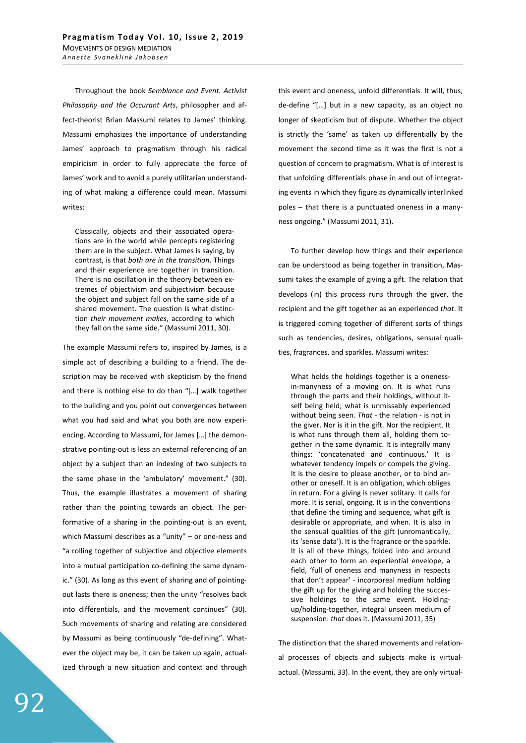Throughout the book *Semblance and Event. Activist Philosophy and the Occurant Arts*, philosopher and affect-theorist Brian Massumi relates to James' thinking. Massumi emphasizes the importance of understanding James' approach to pragmatism through his radical empiricism in order to fully appreciate the force of James' work and to avoid a purely utilitarian understanding of what making a difference could mean. Massumi writes:

> Classically, objects and their associated operations are in the world while percepts registering them are in the subject. What James is saying, by contrast, is that *both are in the transition*. Things and their experience are together in transition. There is no oscillation in the theory between extremes of objectivism and subjectivism because the object and subject fall on the same side of a shared movement. The question is what distinction *their movement makes*, according to which they fall on the same side." (Massumi 2011, 30).

The example Massumi refers to, inspired by James, is a simple act of describing a building to a friend. The description may be received with skepticism by the friend and there is nothing else to do than "[…] walk together to the building and you point out convergences between what you had said and what you both are now experiencing. According to Massumi, for James […] the demonstrative pointing-out is less an external referencing of an object by a subject than an indexing of two subjects to the same phase in the 'ambulatory' movement." (30). Thus, the example illustrates a movement of sharing rather than the pointing towards an object. The performative of a sharing in the pointing-out is an event, which Massumi describes as a "unity" – or one-ness and "a rolling together of subjective and objective elements into a mutual participation co-defining the same dynamic." (30). As long as this event of sharing and of pointing-out lasts there is oneness; then the unity "resolves back into differentials, and the movement continues" (30). Such movements of sharing and relating are considered by Massumi as being continuously "de-defining". Whatever the object may be, it can be taken up again, actualized through a new situation and context and through this event and oneness, unfold differentials. It will, thus, de-define "[…] but in a new capacity, as an object no longer of skepticism but of dispute. Whether the object is strictly the 'same' as taken up differentially by the movement the second time as it was the first is not a question of concern to pragmatism. What is of interest is that unfolding differentials phase in and out of integrating events in which they figure as dynamically interlinked poles – that there is a punctuated oneness in a manyness ongoing." (Massumi 2011, 31).

To further develop how things and their experience can be understood as being together in transition, Massumi takes the example of giving a gift. The relation that develops (in) this process runs through the giver, the recipient and the gift together as an experienced *that*. It is triggered coming together of different sorts of things such as tendencies, desires, obligations, sensual qualities, fragrances, and sparkles. Massumi writes:

> What holds the holdings together is a oneness-in-manyness of a moving on. It is what runs through the parts and their holdings, without itself being held; what is unmissably experienced without being seen. *That* - the relation - is not in the giver. Nor is it in the gift. Nor the recipient. It is what runs through them all, holding them together in the same dynamic. It is integrally many things: 'concatenated and continuous.' It is whatever tendency impels or compels the giving. It is the desire to please another, or to bind another or oneself. It is an obligation, which obliges in return. For a giving is never solitary. It calls for more. It is serial, ongoing. It is in the conventions that define the timing and sequence, what gift is desirable or appropriate, and when. It is also in the sensual qualities of the gift (unromantically, its 'sense data'). It is the fragrance or the sparkle. It is all of these things, folded into and around each other to form an experiential envelope, a field, 'full of oneness and manyness in respects that don't appear' - incorporeal medium holding the gift up for the giving and holding the successive holdings to the same event. Holding-up/holding-together, integral unseen medium of suspension: *that* does it. (Massumi 2011, 35)

The distinction that the shared movements and relational processes of objects and subjects make is virtual-actual. (Massumi, 33). In the event, they are only virtual-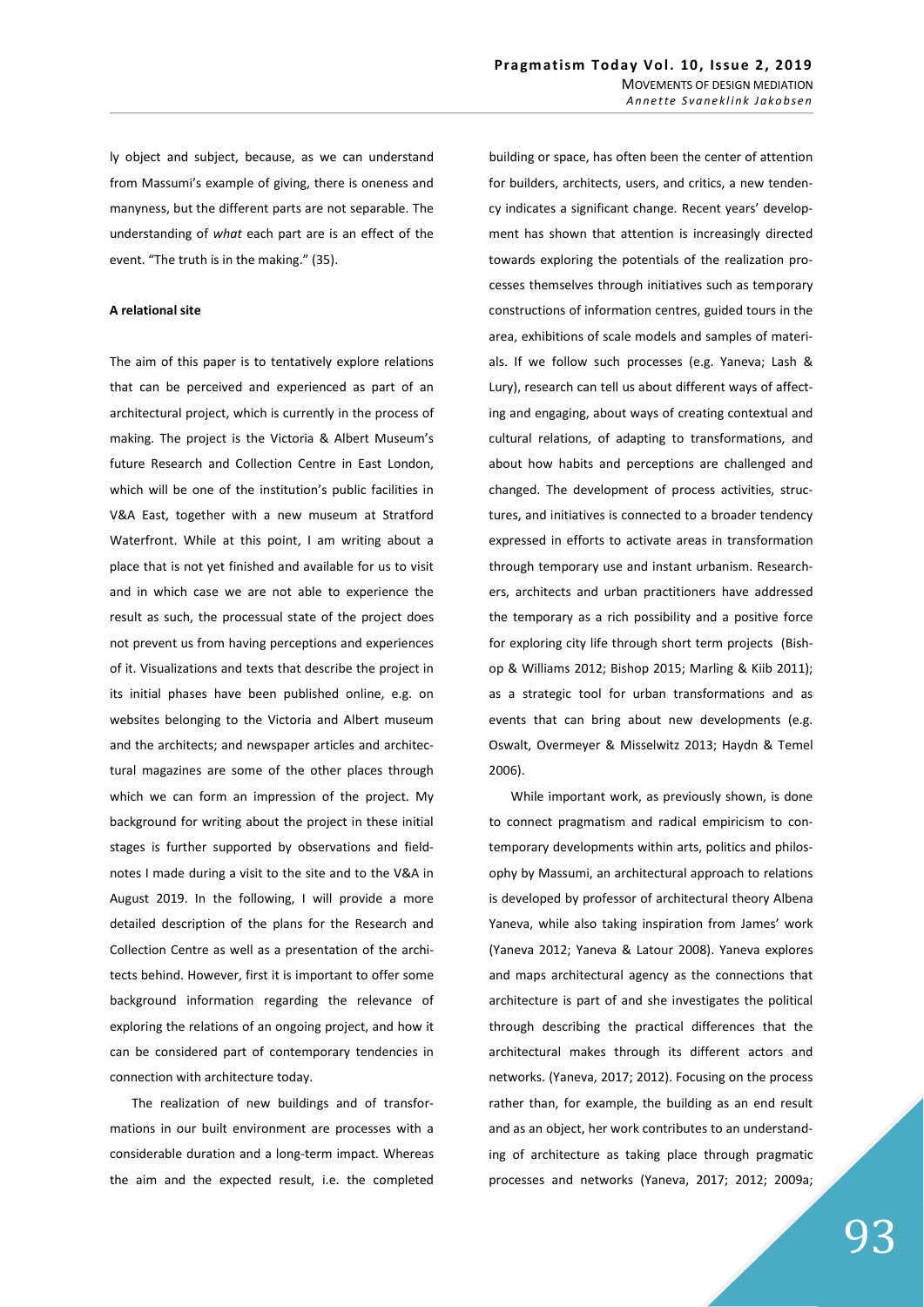ly object and subject, because, as we can understand from Massumi's example of giving, there is oneness and manyness, but the different parts are not separable. The understanding of *what* each part are is an effect of the event. "The truth is in the making." (35).

**A relational site**

The aim of this paper is to tentatively explore relations that can be perceived and experienced as part of an architectural project, which is currently in the process of making. The project is the Victoria & Albert Museum's future Research and Collection Centre in East London, which will be one of the institution's public facilities in V&A East, together with a new museum at Stratford Waterfront. While at this point, I am writing about a place that is not yet finished and available for us to visit and in which case we are not able to experience the result as such, the processual state of the project does not prevent us from having perceptions and experiences of it. Visualizations and texts that describe the project in its initial phases have been published online, e.g. on websites belonging to the Victoria and Albert museum and the architects; and newspaper articles and architectural magazines are some of the other places through which we can form an impression of the project. My background for writing about the project in these initial stages is further supported by observations and field-notes I made during a visit to the site and to the V&A in August 2019. In the following, I will provide a more detailed description of the plans for the Research and Collection Centre as well as a presentation of the architects behind. However, first it is important to offer some background information regarding the relevance of exploring the relations of an ongoing project, and how it can be considered part of contemporary tendencies in connection with architecture today.

The realization of new buildings and of transformations in our built environment are processes with a considerable duration and a long-term impact. Whereas the aim and the expected result, i.e. the completed building or space, has often been the center of attention for builders, architects, users, and critics, a new tendency indicates a significant change. Recent years' development has shown that attention is increasingly directed towards exploring the potentials of the realization processes themselves through initiatives such as temporary constructions of information centres, guided tours in the area, exhibitions of scale models and samples of materials. If we follow such processes (e.g. Yaneva; Lash & Lury), research can tell us about different ways of affecting and engaging, about ways of creating contextual and cultural relations, of adapting to transformations, and about how habits and perceptions are challenged and changed. The development of process activities, structures, and initiatives is connected to a broader tendency expressed in efforts to activate areas in transformation through temporary use and instant urbanism. Researchers, architects and urban practitioners have addressed the temporary as a rich possibility and a positive force for exploring city life through short term projects (Bishop & Williams 2012; Bishop 2015; Marling & Kiib 2011); as a strategic tool for urban transformations and as events that can bring about new developments (e.g. Oswalt, Overmeyer & Misselwitz 2013; Haydn & Temel 2006).

While important work, as previously shown, is done to connect pragmatism and radical empiricism to contemporary developments within arts, politics and philosophy by Massumi, an architectural approach to relations is developed by professor of architectural theory Albena Yaneva, while also taking inspiration from James' work (Yaneva 2012; Yaneva & Latour 2008). Yaneva explores and maps architectural agency as the connections that architecture is part of and she investigates the political through describing the practical differences that the architectural makes through its different actors and networks. (Yaneva, 2017; 2012). Focusing on the process rather than, for example, the building as an end result and as an object, her work contributes to an understanding of architecture as taking place through pragmatic processes and networks (Yaneva, 2017; 2012; 2009a;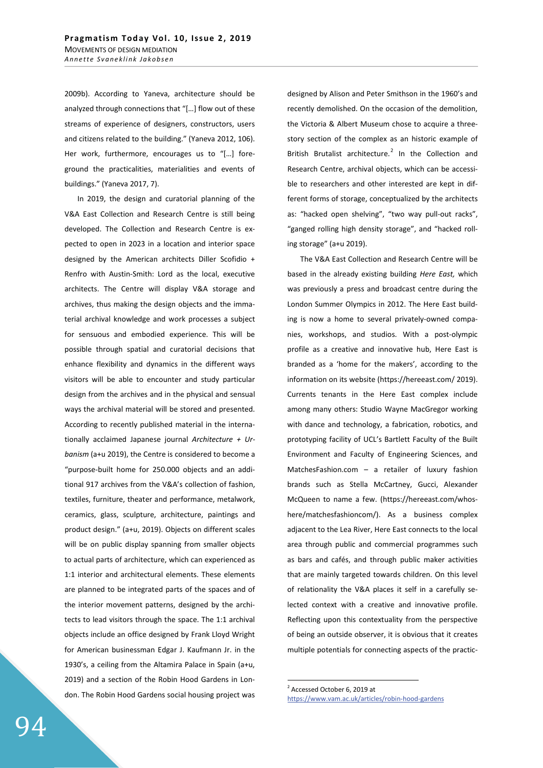2009b). According to Yaneva, architecture should be analyzed through connections that "[…] flow out of these streams of experience of designers, constructors, users and citizens related to the building." (Yaneva 2012, 106). Her work, furthermore, encourages us to "[…] foreground the practicalities, materialities and events of buildings." (Yaneva 2017, 7).

In 2019, the design and curatorial planning of the V&A East Collection and Research Centre is still being developed. The Collection and Research Centre is expected to open in 2023 in a location and interior space designed by the American architects Diller Scofidio + Renfro with Austin-Smith: Lord as the local, executive architects. The Centre will display V&A storage and archives, thus making the design objects and the immaterial archival knowledge and work processes a subject for sensuous and embodied experience. This will be possible through spatial and curatorial decisions that enhance flexibility and dynamics in the different ways visitors will be able to encounter and study particular design from the archives and in the physical and sensual ways the archival material will be stored and presented. According to recently published material in the internationally acclaimed Japanese journal *Architecture + Urbanism* (a+u 2019), the Centre is considered to become a "purpose-built home for 250.000 objects and an additional 917 archives from the V&A's collection of fashion, textiles, furniture, theater and performance, metalwork, ceramics, glass, sculpture, architecture, paintings and product design." (a+u, 2019). Objects on different scales will be on public display spanning from smaller objects to actual parts of architecture, which can experienced as 1:1 interior and architectural elements. These elements are planned to be integrated parts of the spaces and of the interior movement patterns, designed by the architects to lead visitors through the space. The 1:1 archival objects include an office designed by Frank Lloyd Wright for American businessman Edgar J. Kaufmann Jr. in the 1930's, a ceiling from the Altamira Palace in Spain (a+u, 2019) and a section of the Robin Hood Gardens in London. The Robin Hood Gardens social housing project was designed by Alison and Peter Smithson in the 1960's and recently demolished. On the occasion of the demolition, the Victoria & Albert Museum chose to acquire a three-story section of the complex as an historic example of British Brutalist architecture.[2] In the Collection and Research Centre, archival objects, which can be accessible to researchers and other interested are kept in different forms of storage, conceptualized by the architects as: "hacked open shelving", "two way pull-out racks", "ganged rolling high density storage", and "hacked rolling storage" (a+u 2019).

The V&A East Collection and Research Centre will be based in the already existing building *Here East,* which was previously a press and broadcast centre during the London Summer Olympics in 2012. The Here East building is now a home to several privately-owned companies, workshops, and studios. With a post-olympic profile as a creative and innovative hub, Here East is branded as a 'home for the makers', according to the information on its website (https://hereeast.com/ 2019). Currents tenants in the Here East complex include among many others: Studio Wayne MacGregor working with dance and technology, a fabrication, robotics, and prototyping facility of UCL's Bartlett Faculty of the Built Environment and Faculty of Engineering Sciences, and MatchesFashion.com – a retailer of luxury fashion brands such as Stella McCartney, Gucci, Alexander McQueen to name a few. (https://hereeast.com/whos-here/matchesfashioncom/). As a business complex adjacent to the Lea River, Here East connects to the local area through public and commercial programmes such as bars and cafés, and through public maker activities that are mainly targeted towards children. On this level of relationality the V&A places it self in a carefully selected context with a creative and innovative profile. Reflecting upon this contextuality from the perspective of being an outside observer, it is obvious that it creates multiple potentials for connecting aspects of the practic-

[2] Accessed October 6, 2019 at https://www.vam.ac.uk/articles/robin-hood-gardens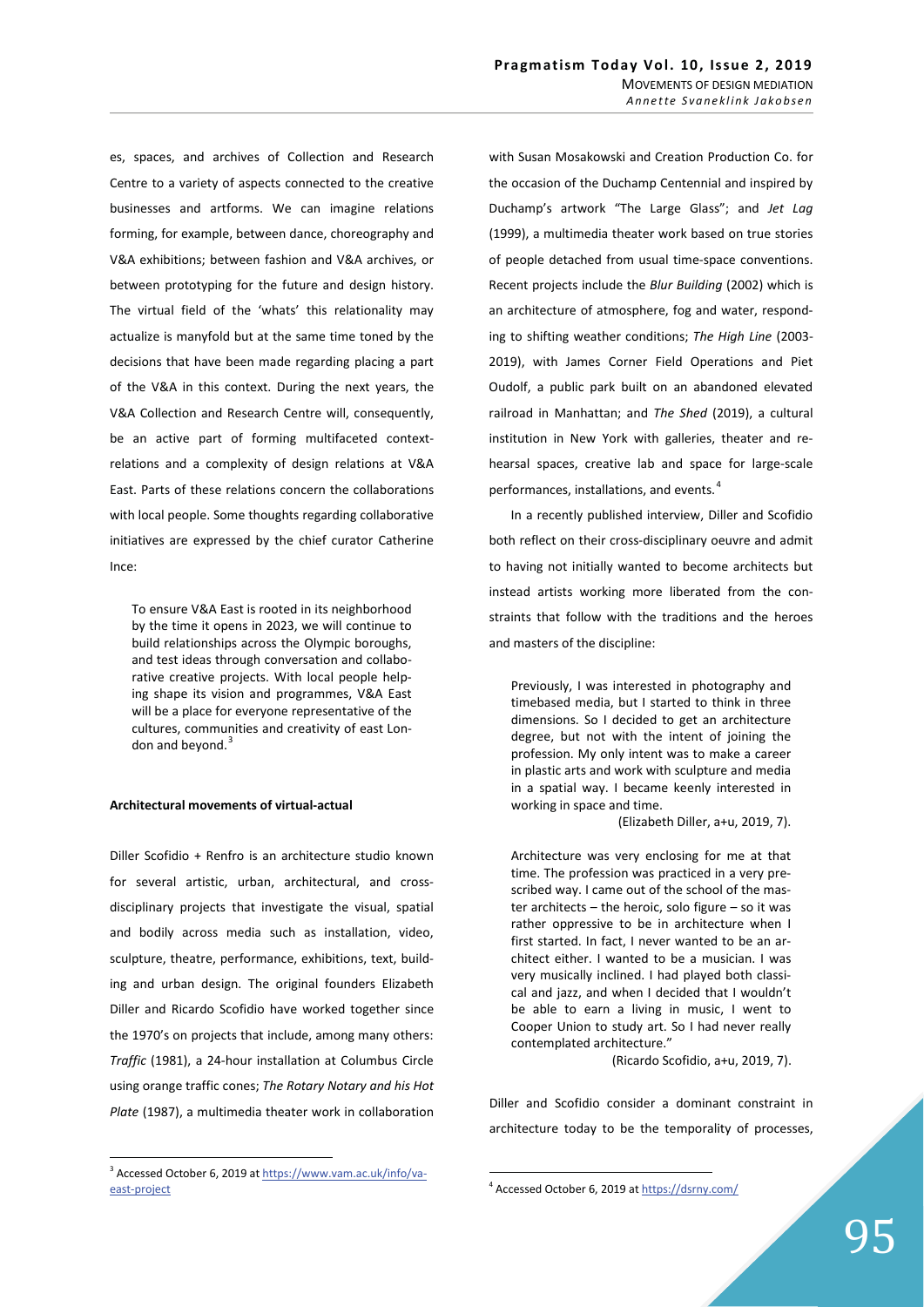es, spaces, and archives of Collection and Research Centre to a variety of aspects connected to the creative businesses and artforms. We can imagine relations forming, for example, between dance, choreography and V&A exhibitions; between fashion and V&A archives, or between prototyping for the future and design history. The virtual field of the 'whats' this relationality may actualize is manyfold but at the same time toned by the decisions that have been made regarding placing a part of the V&A in this context. During the next years, the V&A Collection and Research Centre will, consequently, be an active part of forming multifaceted context-relations and a complexity of design relations at V&A East. Parts of these relations concern the collaborations with local people. Some thoughts regarding collaborative initiatives are expressed by the chief curator Catherine Ince:

> To ensure V&A East is rooted in its neighborhood by the time it opens in 2023, we will continue to build relationships across the Olympic boroughs, and test ideas through conversation and collaborative creative projects. With local people helping shape its vision and programmes, V&A East will be a place for everyone representative of the cultures, communities and creativity of east London and beyond.[3]

**Architectural movements of virtual-actual**

Diller Scofidio + Renfro is an architecture studio known for several artistic, urban, architectural, and cross-disciplinary projects that investigate the visual, spatial and bodily across media such as installation, video, sculpture, theatre, performance, exhibitions, text, building and urban design. The original founders Elizabeth Diller and Ricardo Scofidio have worked together since the 1970's on projects that include, among many others: *Traffic* (1981), a 24-hour installation at Columbus Circle using orange traffic cones; *The Rotary Notary and his Hot Plate* (1987), a multimedia theater work in collaboration with Susan Mosakowski and Creation Production Co. for the occasion of the Duchamp Centennial and inspired by Duchamp's artwork "The Large Glass"; and *Jet Lag* (1999), a multimedia theater work based on true stories of people detached from usual time-space conventions. Recent projects include the *Blur Building* (2002) which is an architecture of atmosphere, fog and water, responding to shifting weather conditions; *The High Line* (2003-2019), with James Corner Field Operations and Piet Oudolf, a public park built on an abandoned elevated railroad in Manhattan; and *The Shed* (2019), a cultural institution in New York with galleries, theater and rehearsal spaces, creative lab and space for large-scale performances, installations, and events.[4]

In a recently published interview, Diller and Scofidio both reflect on their cross-disciplinary oeuvre and admit to having not initially wanted to become architects but instead artists working more liberated from the constraints that follow with the traditions and the heroes and masters of the discipline:

> Previously, I was interested in photography and timebased media, but I started to think in three dimensions. So I decided to get an architecture degree, but not with the intent of joining the profession. My only intent was to make a career in plastic arts and work with sculpture and media in a spatial way. I became keenly interested in working in space and time.
>
> (Elizabeth Diller, a+u, 2019, 7).

> Architecture was very enclosing for me at that time. The profession was practiced in a very prescribed way. I came out of the school of the master architects – the heroic, solo figure – so it was rather oppressive to be in architecture when I first started. In fact, I never wanted to be an architect either. I wanted to be a musician. I was very musically inclined. I had played both classical and jazz, and when I decided that I wouldn't be able to earn a living in music, I went to Cooper Union to study art. So I had never really contemplated architecture."
>
> (Ricardo Scofidio, a+u, 2019, 7).

Diller and Scofidio consider a dominant constraint in architecture today to be the temporality of processes,

---

[3] Accessed October 6, 2019 at https://www.vam.ac.uk/info/va-east-project

[4] Accessed October 6, 2019 at https://dsrny.com/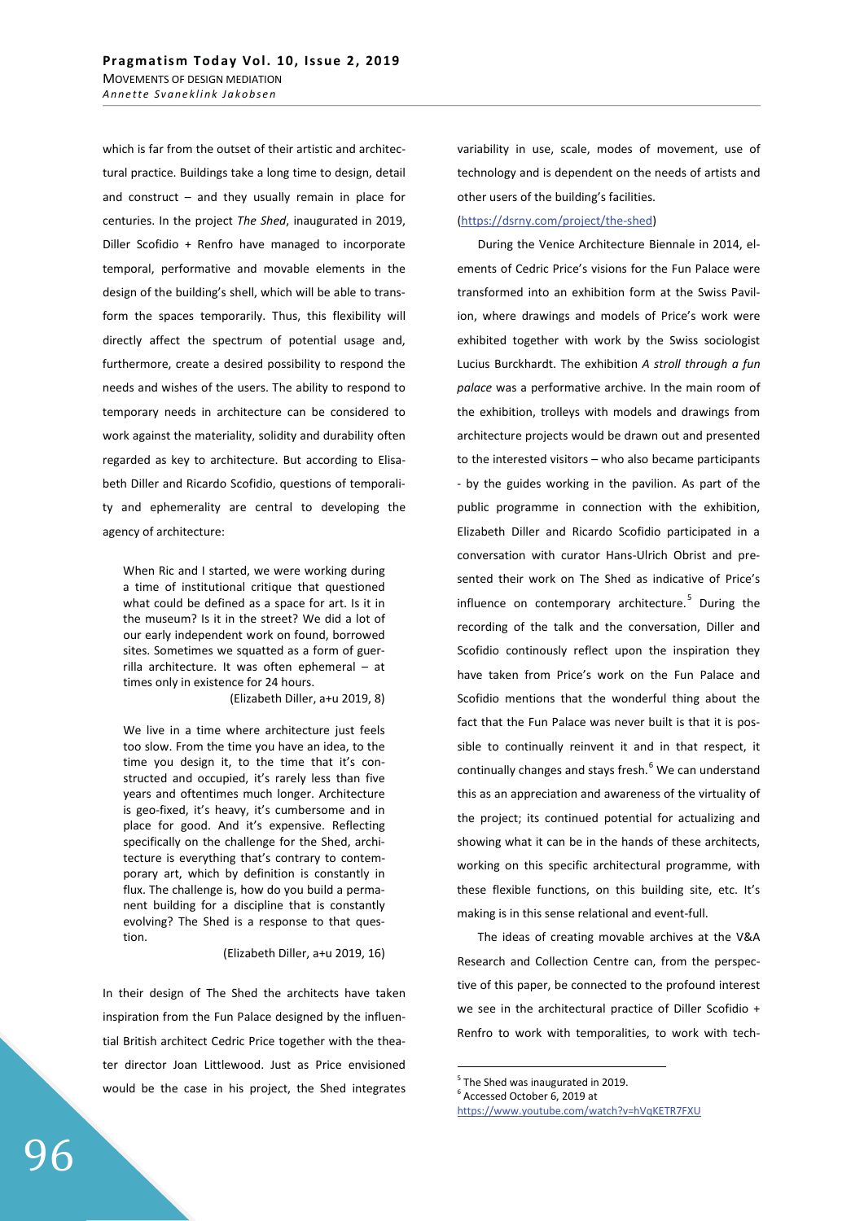which is far from the outset of their artistic and architectural practice. Buildings take a long time to design, detail and construct – and they usually remain in place for centuries. In the project *The Shed*, inaugurated in 2019, Diller Scofidio + Renfro have managed to incorporate temporal, performative and movable elements in the design of the building's shell, which will be able to transform the spaces temporarily. Thus, this flexibility will directly affect the spectrum of potential usage and, furthermore, create a desired possibility to respond the needs and wishes of the users. The ability to respond to temporary needs in architecture can be considered to work against the materiality, solidity and durability often regarded as key to architecture. But according to Elisabeth Diller and Ricardo Scofidio, questions of temporality and ephemerality are central to developing the agency of architecture:

> When Ric and I started, we were working during a time of institutional critique that questioned what could be defined as a space for art. Is it in the museum? Is it in the street? We did a lot of our early independent work on found, borrowed sites. Sometimes we squatted as a form of guerrilla architecture. It was often ephemeral – at times only in existence for 24 hours.
>
> (Elizabeth Diller, a+u 2019, 8)

> We live in a time where architecture just feels too slow. From the time you have an idea, to the time you design it, to the time that it's constructed and occupied, it's rarely less than five years and oftentimes much longer. Architecture is geo-fixed, it's heavy, it's cumbersome and in place for good. And it's expensive. Reflecting specifically on the challenge for the Shed, architecture is everything that's contrary to contemporary art, which by definition is constantly in flux. The challenge is, how do you build a permanent building for a discipline that is constantly evolving? The Shed is a response to that question.
>
> (Elizabeth Diller, a+u 2019, 16)

In their design of The Shed the architects have taken inspiration from the Fun Palace designed by the influential British architect Cedric Price together with the theater director Joan Littlewood. Just as Price envisioned would be the case in his project, the Shed integrates variability in use, scale, modes of movement, use of technology and is dependent on the needs of artists and other users of the building's facilities.

(https://dsrny.com/project/the-shed)

During the Venice Architecture Biennale in 2014, elements of Cedric Price's visions for the Fun Palace were transformed into an exhibition form at the Swiss Pavilion, where drawings and models of Price's work were exhibited together with work by the Swiss sociologist Lucius Burckhardt. The exhibition *A stroll through a fun palace* was a performative archive. In the main room of the exhibition, trolleys with models and drawings from architecture projects would be drawn out and presented to the interested visitors – who also became participants - by the guides working in the pavilion. As part of the public programme in connection with the exhibition, Elizabeth Diller and Ricardo Scofidio participated in a conversation with curator Hans-Ulrich Obrist and presented their work on The Shed as indicative of Price's influence on contemporary architecture.[5] During the recording of the talk and the conversation, Diller and Scofidio continously reflect upon the inspiration they have taken from Price's work on the Fun Palace and Scofidio mentions that the wonderful thing about the fact that the Fun Palace was never built is that it is possible to continually reinvent it and in that respect, it continually changes and stays fresh.[6] We can understand this as an appreciation and awareness of the virtuality of the project; its continued potential for actualizing and showing what it can be in the hands of these architects, working on this specific architectural programme, with these flexible functions, on this building site, etc. It's making is in this sense relational and event-full.

The ideas of creating movable archives at the V&A Research and Collection Centre can, from the perspective of this paper, be connected to the profound interest we see in the architectural practice of Diller Scofidio + Renfro to work with temporalities, to work with tech-

---

[5] The Shed was inaugurated in 2019.

[6] Accessed October 6, 2019 at https://www.youtube.com/watch?v=hVqKETR7FXU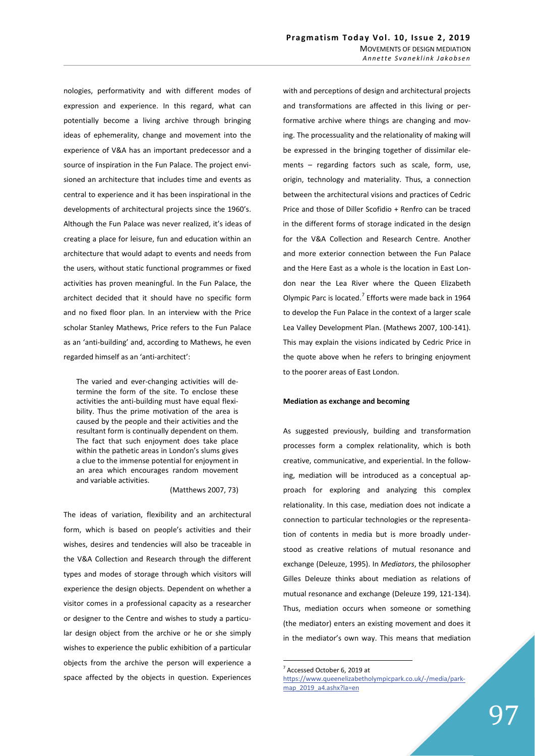nologies, performativity and with different modes of expression and experience. In this regard, what can potentially become a living archive through bringing ideas of ephemerality, change and movement into the experience of V&A has an important predecessor and a source of inspiration in the Fun Palace. The project envisioned an architecture that includes time and events as central to experience and it has been inspirational in the developments of architectural projects since the 1960's. Although the Fun Palace was never realized, it's ideas of creating a place for leisure, fun and education within an architecture that would adapt to events and needs from the users, without static functional programmes or fixed activities has proven meaningful. In the Fun Palace, the architect decided that it should have no specific form and no fixed floor plan. In an interview with the Price scholar Stanley Mathews, Price refers to the Fun Palace as an 'anti-building' and, according to Mathews, he even regarded himself as an 'anti-architect':

> The varied and ever-changing activities will determine the form of the site. To enclose these activities the anti-building must have equal flexibility. Thus the prime motivation of the area is caused by the people and their activities and the resultant form is continually dependent on them. The fact that such enjoyment does take place within the pathetic areas in London's slums gives a clue to the immense potential for enjoyment in an area which encourages random movement and variable activities.
>
> (Matthews 2007, 73)

The ideas of variation, flexibility and an architectural form, which is based on people's activities and their wishes, desires and tendencies will also be traceable in the V&A Collection and Research through the different types and modes of storage through which visitors will experience the design objects. Dependent on whether a visitor comes in a professional capacity as a researcher or designer to the Centre and wishes to study a particular design object from the archive or he or she simply wishes to experience the public exhibition of a particular objects from the archive the person will experience a space affected by the objects in question. Experiences with and perceptions of design and architectural projects and transformations are affected in this living or performative archive where things are changing and moving. The processuality and the relationality of making will be expressed in the bringing together of dissimilar elements – regarding factors such as scale, form, use, origin, technology and materiality. Thus, a connection between the architectural visions and practices of Cedric Price and those of Diller Scofidio + Renfro can be traced in the different forms of storage indicated in the design for the V&A Collection and Research Centre. Another and more exterior connection between the Fun Palace and the Here East as a whole is the location in East London near the Lea River where the Queen Elizabeth Olympic Parc is located.[7] Efforts were made back in 1964 to develop the Fun Palace in the context of a larger scale Lea Valley Development Plan. (Mathews 2007, 100-141). This may explain the visions indicated by Cedric Price in the quote above when he refers to bringing enjoyment to the poorer areas of East London.

### Mediation as exchange and becoming

As suggested previously, building and transformation processes form a complex relationality, which is both creative, communicative, and experiential. In the following, mediation will be introduced as a conceptual approach for exploring and analyzing this complex relationality. In this case, mediation does not indicate a connection to particular technologies or the representation of contents in media but is more broadly understood as creative relations of mutual resonance and exchange (Deleuze, 1995). In *Mediators*, the philosopher Gilles Deleuze thinks about mediation as relations of mutual resonance and exchange (Deleuze 199, 121-134). Thus, mediation occurs when someone or something (the mediator) enters an existing movement and does it in the mediator's own way. This means that mediation

---

[7] Accessed October 6, 2019 at https://www.queenelizabetholympicpark.co.uk/-/media/park-map_2019_a4.ashx?la=en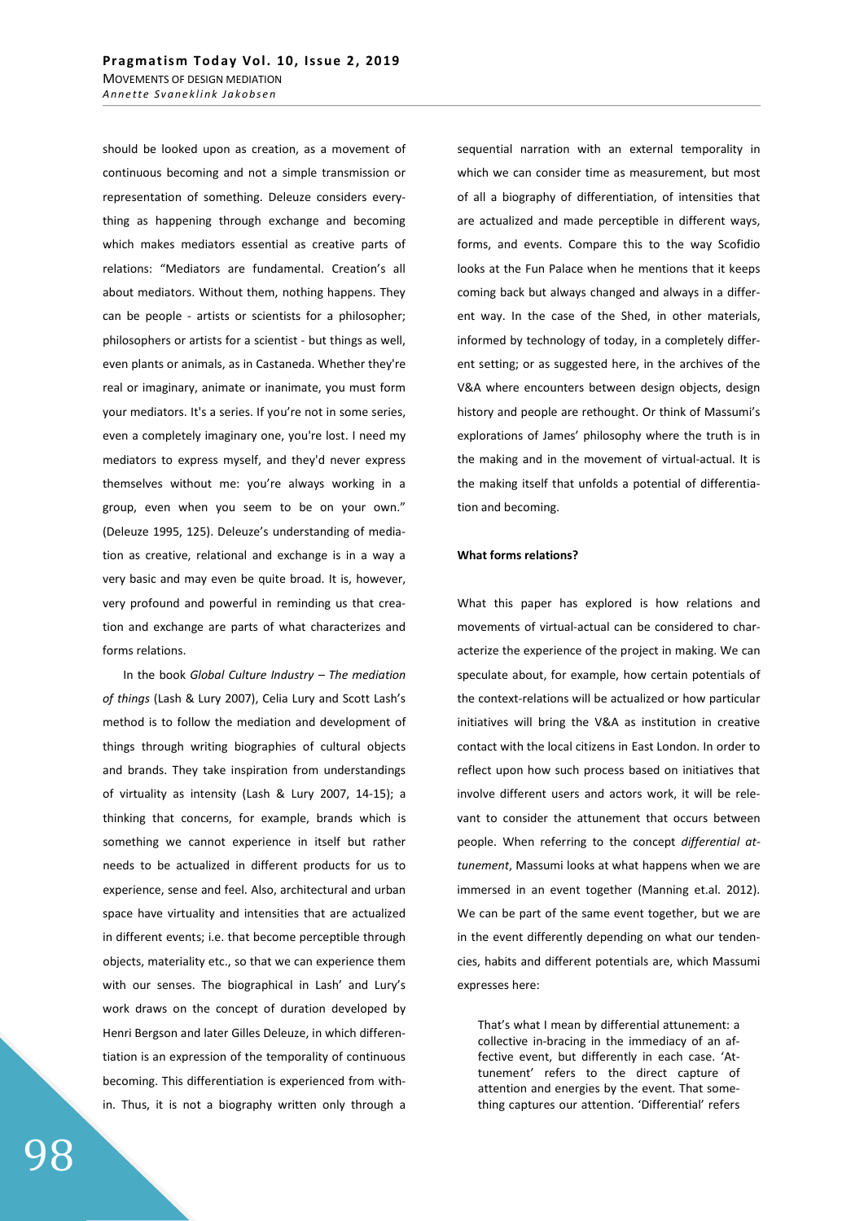should be looked upon as creation, as a movement of continuous becoming and not a simple transmission or representation of something. Deleuze considers everything as happening through exchange and becoming which makes mediators essential as creative parts of relations: "Mediators are fundamental. Creation's all about mediators. Without them, nothing happens. They can be people - artists or scientists for a philosopher; philosophers or artists for a scientist - but things as well, even plants or animals, as in Castaneda. Whether they're real or imaginary, animate or inanimate, you must form your mediators. It's a series. If you're not in some series, even a completely imaginary one, you're lost. I need my mediators to express myself, and they'd never express themselves without me: you're always working in a group, even when you seem to be on your own." (Deleuze 1995, 125). Deleuze's understanding of mediation as creative, relational and exchange is in a way a very basic and may even be quite broad. It is, however, very profound and powerful in reminding us that creation and exchange are parts of what characterizes and forms relations.

In the book *Global Culture Industry – The mediation of things* (Lash & Lury 2007), Celia Lury and Scott Lash's method is to follow the mediation and development of things through writing biographies of cultural objects and brands. They take inspiration from understandings of virtuality as intensity (Lash & Lury 2007, 14-15); a thinking that concerns, for example, brands which is something we cannot experience in itself but rather needs to be actualized in different products for us to experience, sense and feel. Also, architectural and urban space have virtuality and intensities that are actualized in different events; i.e. that become perceptible through objects, materiality etc., so that we can experience them with our senses. The biographical in Lash' and Lury's work draws on the concept of duration developed by Henri Bergson and later Gilles Deleuze, in which differentiation is an expression of the temporality of continuous becoming. This differentiation is experienced from within. Thus, it is not a biography written only through a sequential narration with an external temporality in which we can consider time as measurement, but most of all a biography of differentiation, of intensities that are actualized and made perceptible in different ways, forms, and events. Compare this to the way Scofidio looks at the Fun Palace when he mentions that it keeps coming back but always changed and always in a different way. In the case of the Shed, in other materials, informed by technology of today, in a completely different setting; or as suggested here, in the archives of the V&A where encounters between design objects, design history and people are rethought. Or think of Massumi's explorations of James' philosophy where the truth is in the making and in the movement of virtual-actual. It is the making itself that unfolds a potential of differentiation and becoming.

**What forms relations?**

What this paper has explored is how relations and movements of virtual-actual can be considered to characterize the experience of the project in making. We can speculate about, for example, how certain potentials of the context-relations will be actualized or how particular initiatives will bring the V&A as institution in creative contact with the local citizens in East London. In order to reflect upon how such process based on initiatives that involve different users and actors work, it will be relevant to consider the attunement that occurs between people. When referring to the concept *differential attunement*, Massumi looks at what happens when we are immersed in an event together (Manning et.al. 2012). We can be part of the same event together, but we are in the event differently depending on what our tendencies, habits and different potentials are, which Massumi expresses here:

> That's what I mean by differential attunement: a collective in-bracing in the immediacy of an affective event, but differently in each case. 'Attunement' refers to the direct capture of attention and energies by the event. That something captures our attention. 'Differential' refers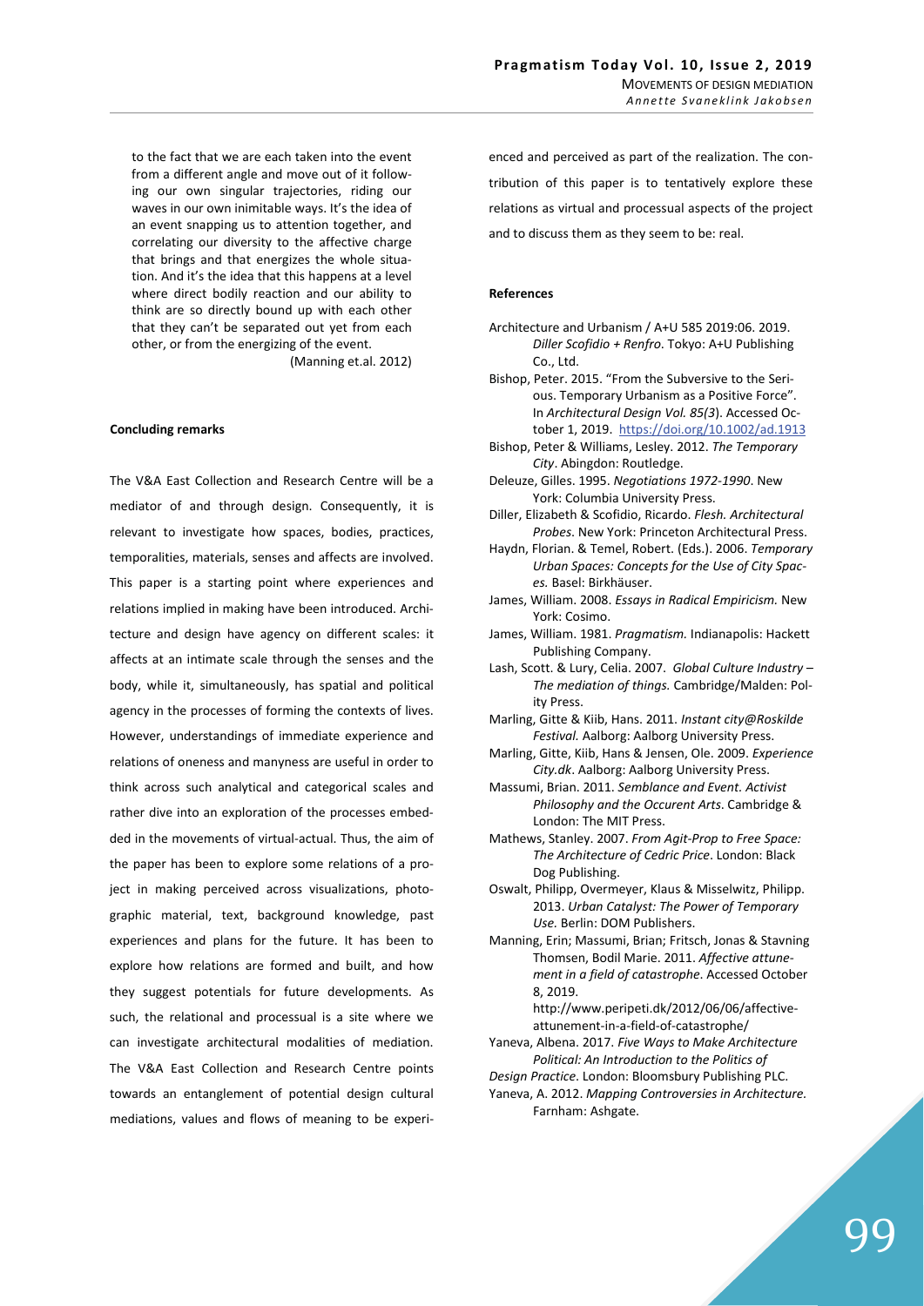to the fact that we are each taken into the event from a different angle and move out of it following our own singular trajectories, riding our waves in our own inimitable ways. It's the idea of an event snapping us to attention together, and correlating our diversity to the affective charge that brings and that energizes the whole situation. And it's the idea that this happens at a level where direct bodily reaction and our ability to think are so directly bound up with each other that they can't be separated out yet from each other, or from the energizing of the event.

(Manning et.al. 2012)

#### Concluding remarks

The V&A East Collection and Research Centre will be a mediator of and through design. Consequently, it is relevant to investigate how spaces, bodies, practices, temporalities, materials, senses and affects are involved. This paper is a starting point where experiences and relations implied in making have been introduced. Architecture and design have agency on different scales: it affects at an intimate scale through the senses and the body, while it, simultaneously, has spatial and political agency in the processes of forming the contexts of lives. However, understandings of immediate experience and relations of oneness and manyness are useful in order to think across such analytical and categorical scales and rather dive into an exploration of the processes embedded in the movements of virtual-actual. Thus, the aim of the paper has been to explore some relations of a project in making perceived across visualizations, photographic material, text, background knowledge, past experiences and plans for the future. It has been to explore how relations are formed and built, and how they suggest potentials for future developments. As such, the relational and processual is a site where we can investigate architectural modalities of mediation. The V&A East Collection and Research Centre points towards an entanglement of potential design cultural mediations, values and flows of meaning to be experienced and perceived as part of the realization. The contribution of this paper is to tentatively explore these relations as virtual and processual aspects of the project and to discuss them as they seem to be: real.

#### References

Architecture and Urbanism / A+U 585 2019:06. 2019. *Diller Scofidio + Renfro*. Tokyo: A+U Publishing Co., Ltd.

Bishop, Peter. 2015. "From the Subversive to the Serious. Temporary Urbanism as a Positive Force". In *Architectural Design Vol. 85(3*). Accessed October 1, 2019. https://doi.org/10.1002/ad.1913

Bishop, Peter & Williams, Lesley. 2012. *The Temporary City*. Abingdon: Routledge.

Deleuze, Gilles. 1995. *Negotiations 1972-1990*. New York: Columbia University Press.

Diller, Elizabeth & Scofidio, Ricardo. *Flesh. Architectural Probes*. New York: Princeton Architectural Press.

Haydn, Florian. & Temel, Robert. (Eds.). 2006. *Temporary Urban Spaces: Concepts for the Use of City Spaces.* Basel: Birkhäuser.

James, William. 2008. *Essays in Radical Empiricism.* New York: Cosimo.

James, William. 1981. *Pragmatism.* Indianapolis: Hackett Publishing Company.

Lash, Scott. & Lury, Celia. 2007. *Global Culture Industry – The mediation of things.* Cambridge/Malden: Polity Press.

Marling, Gitte & Kiib, Hans. 2011. *Instant city@Roskilde Festival.* Aalborg: Aalborg University Press.

Marling, Gitte, Kiib, Hans & Jensen, Ole. 2009. *Experience City.dk*. Aalborg: Aalborg University Press.

Massumi, Brian. 2011. *Semblance and Event. Activist Philosophy and the Occurent Arts*. Cambridge & London: The MIT Press.

Mathews, Stanley. 2007. *From Agit-Prop to Free Space: The Architecture of Cedric Price*. London: Black Dog Publishing.

Oswalt, Philipp, Overmeyer, Klaus & Misselwitz, Philipp. 2013. *Urban Catalyst: The Power of Temporary Use.* Berlin: DOM Publishers.

Manning, Erin; Massumi, Brian; Fritsch, Jonas & Stavning Thomsen, Bodil Marie. 2011. *Affective attunement in a field of catastrophe*. Accessed October 8, 2019. http://www.peripeti.dk/2012/06/06/affective-attunement-in-a-field-of-catastrophe/

Yaneva, Albena. 2017. *Five Ways to Make Architecture Political: An Introduction to the Politics of Design Practice*. London: Bloomsbury Publishing PLC.

Yaneva, A. 2012. *Mapping Controversies in Architecture.* Farnham: Ashgate.